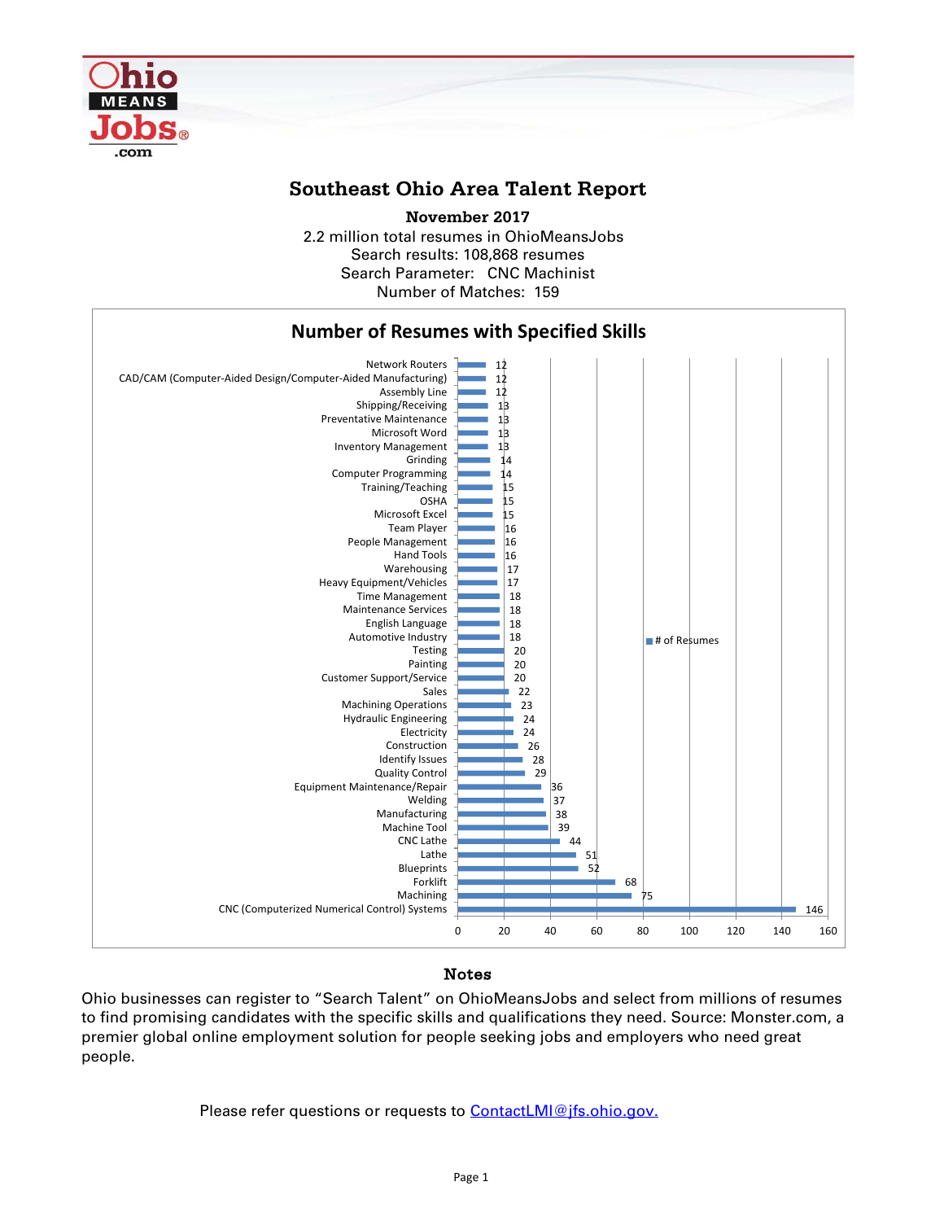# Southeast Ohio Area Talent Report

**November 2017**

2.2 million total resumes in OhioMeansJobs
Search results: 108,868 resumes
Search Parameter: CNC Machinist
Number of Matches: 159

## Number of Resumes with Specified Skills

| Skill | # of Resumes |
|---|---|
| Network Routers | 12 |
| CAD/CAM (Computer-Aided Design/Computer-Aided Manufacturing) | 12 |
| Assembly Line | 12 |
| Shipping/Receiving | 13 |
| Preventative Maintenance | 13 |
| Microsoft Word | 13 |
| Inventory Management | 13 |
| Grinding | 14 |
| Computer Programming | 14 |
| Training/Teaching | 15 |
| OSHA | 15 |
| Microsoft Excel | 15 |
| Team Player | 16 |
| People Management | 16 |
| Hand Tools | 16 |
| Warehousing | 17 |
| Heavy Equipment/Vehicles | 17 |
| Time Management | 18 |
| Maintenance Services | 18 |
| English Language | 18 |
| Automotive Industry | 18 |
| Testing | 20 |
| Painting | 20 |
| Customer Support/Service | 20 |
| Sales | 22 |
| Machining Operations | 23 |
| Hydraulic Engineering | 24 |
| Electricity | 24 |
| Construction | 26 |
| Identify Issues | 28 |
| Quality Control | 29 |
| Equipment Maintenance/Repair | 36 |
| Welding | 37 |
| Manufacturing | 38 |
| Machine Tool | 39 |
| CNC Lathe | 44 |
| Lathe | 51 |
| Blueprints | 52 |
| Forklift | 68 |
| Machining | 75 |
| CNC (Computerized Numerical Control) Systems | 146 |

## Notes

Ohio businesses can register to "Search Talent" on OhioMeansJobs and select from millions of resumes to find promising candidates with the specific skills and qualifications they need. Source: Monster.com, a premier global online employment solution for people seeking jobs and employers who need great people.

Please refer questions or requests to ContactLMI@jfs.ohio.gov.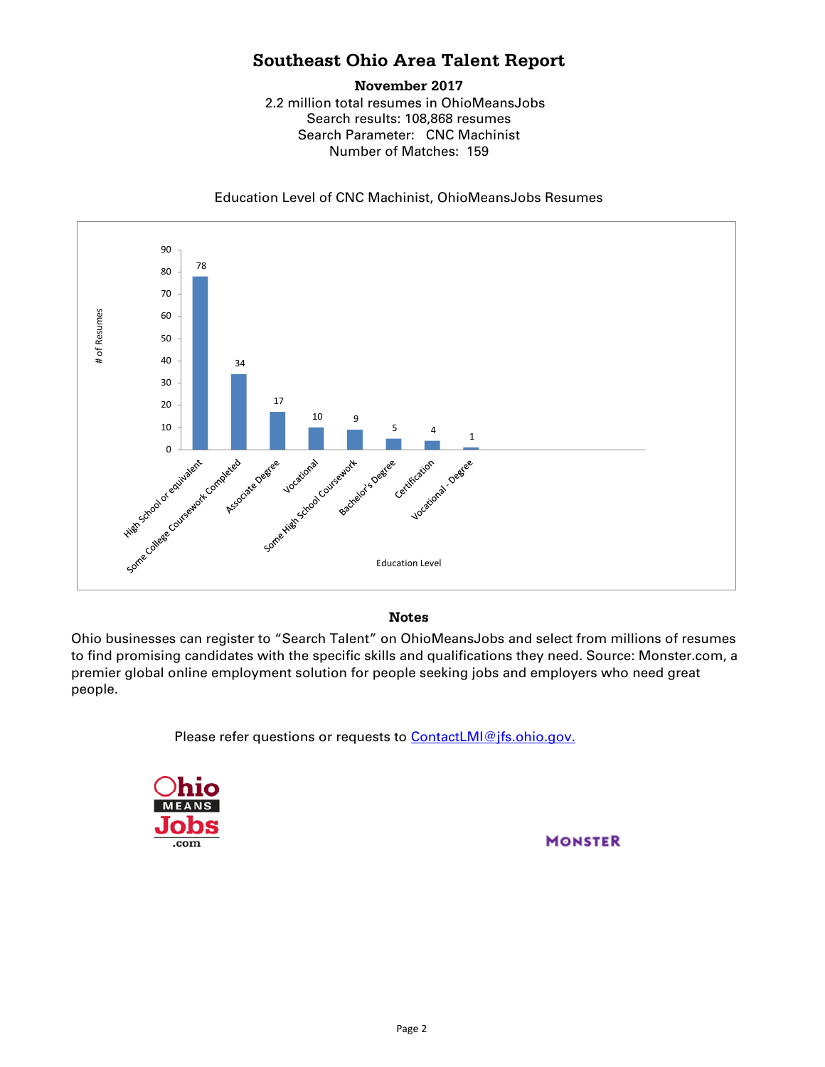# Southeast Ohio Area Talent Report

**November 2017**

2.2 million total resumes in OhioMeansJobs
Search results: 108,868 resumes
Search Parameter: CNC Machinist
Number of Matches: 159

Education Level of CNC Machinist, OhioMeansJobs Resumes

# of Resumes

90
80
70
60
50
40
30
20
10
0

78
34
17
10
9
5
4
1

High School or equivalent
Some College Coursework Completed
Associate Degree
Vocational
Some High School Coursework
Bachelor's Degree
Certification
Vocational - Degree

Education Level

**Notes**

Ohio businesses can register to "Search Talent" on OhioMeansJobs and select from millions of resumes to find promising candidates with the specific skills and qualifications they need. Source: Monster.com, a premier global online employment solution for people seeking jobs and employers who need great people.

Please refer questions or requests to ContactLMI@jfs.ohio.gov.

Ohio MEANS Jobs .com

MONSTER